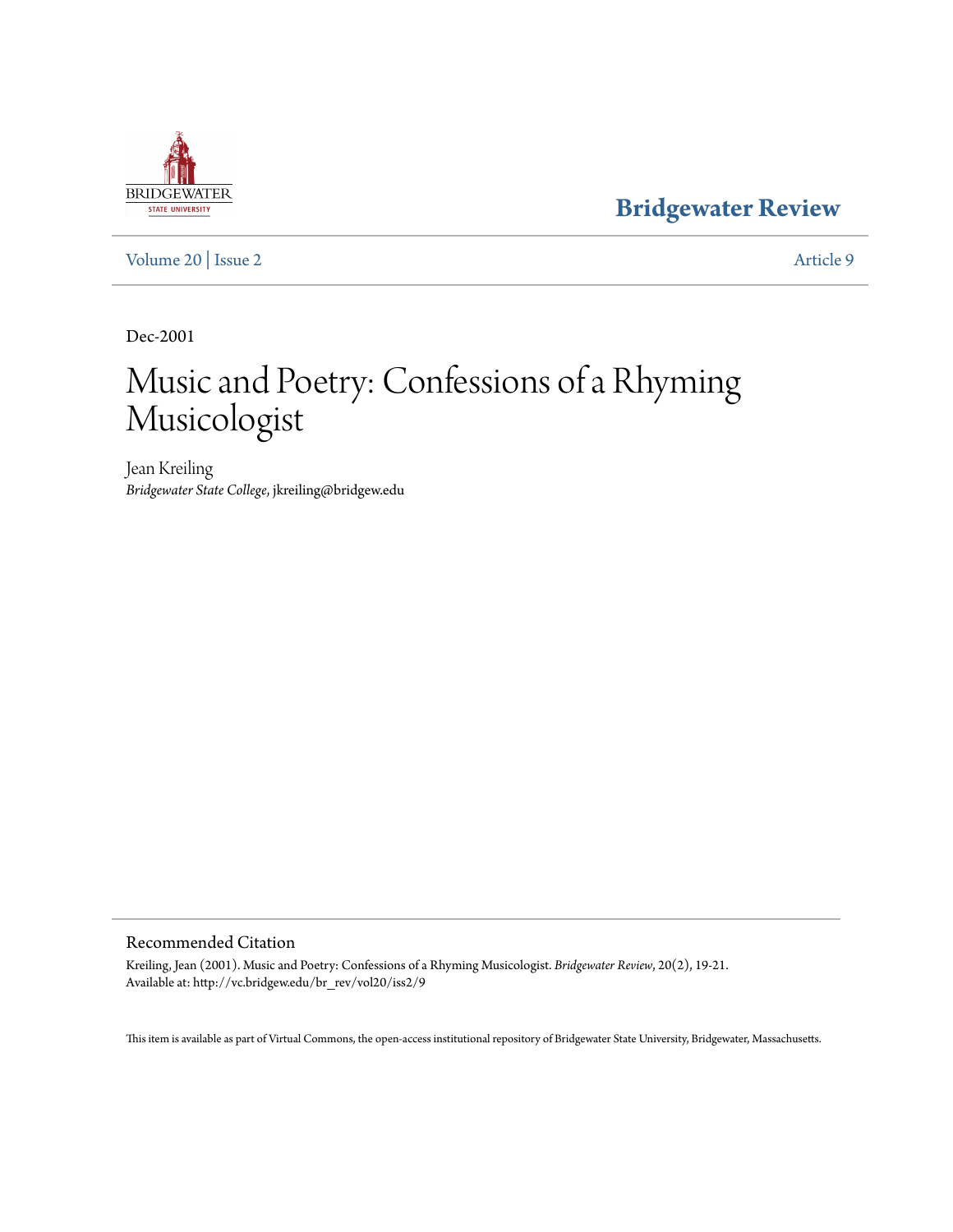Bridgewater Review

Volume 20 | Issue 2 Article 9

Dec-2001

# Music and Poetry: Confessions of a Rhyming Musicologist

Jean Kreiling
*Bridgewater State College*, jkreiling@bridgew.edu

## Recommended Citation

Kreiling, Jean (2001). Music and Poetry: Confessions of a Rhyming Musicologist. *Bridgewater Review*, 20(2), 19-21.
Available at: http://vc.bridgew.edu/br_rev/vol20/iss2/9

This item is available as part of Virtual Commons, the open-access institutional repository of Bridgewater State University, Bridgewater, Massachusetts.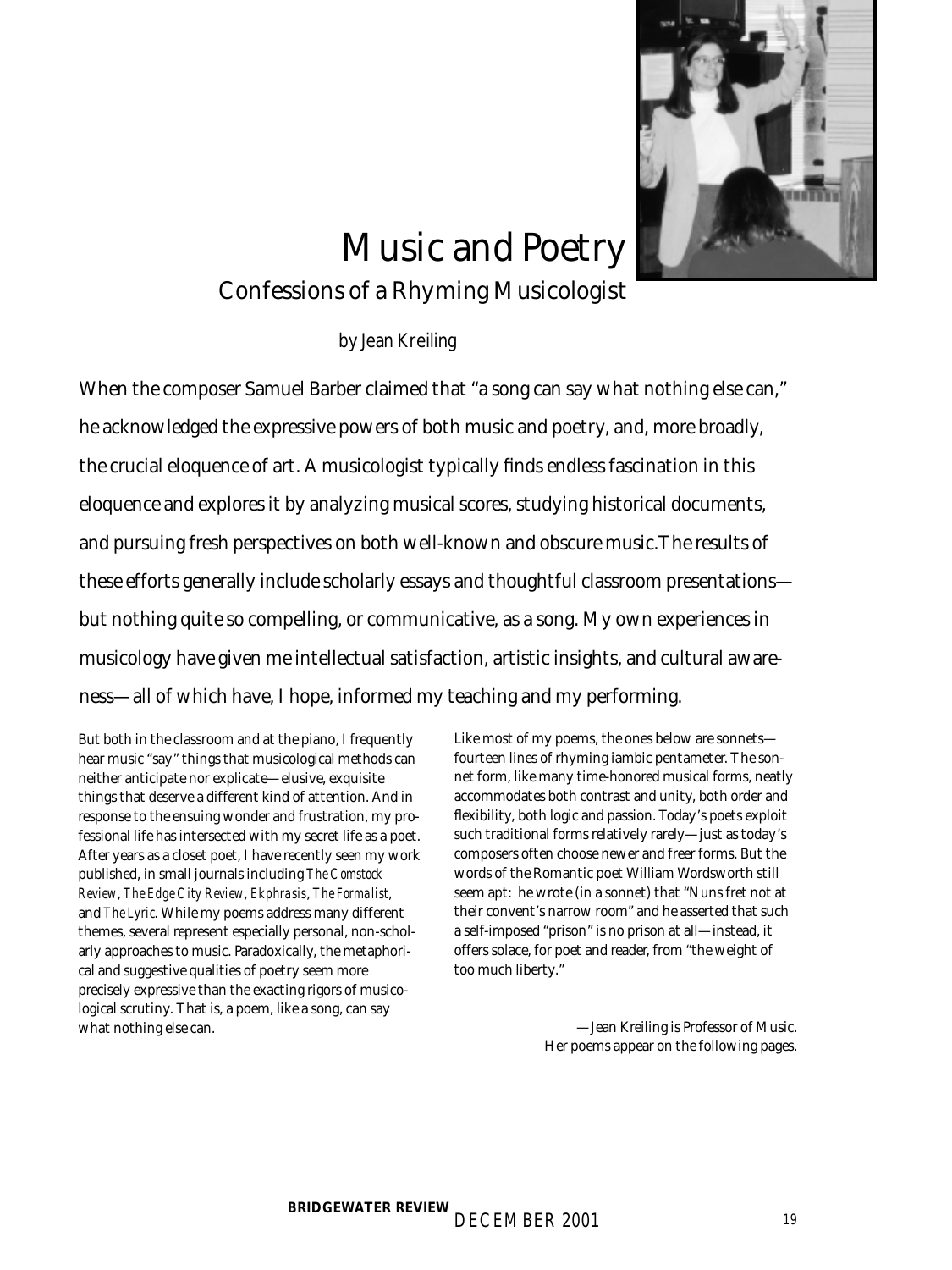# Music and Poetry

## Confessions of a Rhyming Musicologist

by Jean Kreiling

When the composer Samuel Barber claimed that "a song can say what nothing else can," he acknowledged the expressive powers of both music and poetry, and, more broadly, the crucial eloquence of art. A musicologist typically finds endless fascination in this eloquence and explores it by analyzing musical scores, studying historical documents, and pursuing fresh perspectives on both well-known and obscure music. The results of these efforts generally include scholarly essays and thoughtful classroom presentations—but nothing quite so compelling, or communicative, as a song. My own experiences in musicology have given me intellectual satisfaction, artistic insights, and cultural awareness—all of which have, I hope, informed my teaching and my performing.

But both in the classroom and at the piano, I frequently hear music "say" things that musicological methods can neither anticipate nor explicate—elusive, exquisite things that deserve a different kind of attention. And in response to the ensuing wonder and frustration, my professional life has intersected with my secret life as a poet. After years as a closet poet, I have recently seen my work published, in small journals including *The Comstock Review*, *The Edge City Review*, *Ekphrasis*, *The Formalist*, and *The Lyric*. While my poems address many different themes, several represent especially personal, non-scholarly approaches to music. Paradoxically, the metaphorical and suggestive qualities of poetry seem more precisely expressive than the exacting rigors of musicological scrutiny. That is, a poem, like a song, can say what nothing else can.

Like most of my poems, the ones below are sonnets—fourteen lines of rhyming iambic pentameter. The sonnet form, like many time-honored musical forms, neatly accommodates both contrast and unity, both order and flexibility, both logic and passion. Today's poets exploit such traditional forms relatively rarely—just as today's composers often choose newer and freer forms. But the words of the Romantic poet William Wordsworth still seem apt: he wrote (in a sonnet) that "Nuns fret not at their convent's narrow room" and he asserted that such a self-imposed "prison" is no prison at all—instead, it offers solace, for poet and reader, from "the weight of too much liberty."

—Jean Kreiling is Professor of Music.
Her poems appear on the following pages.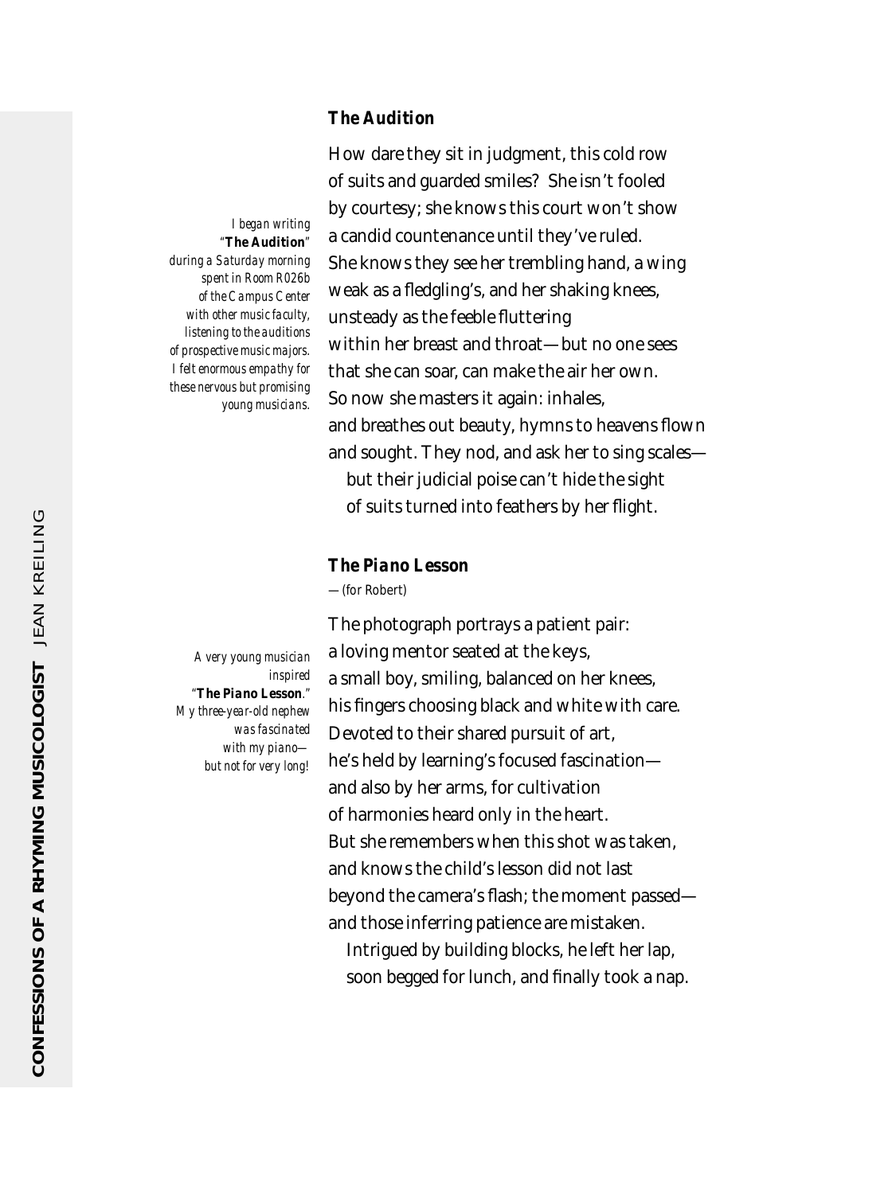### *The Audition*

*I began writing "**The Audition**" during a Saturday morning spent in Room R026b of the Campus Center with other music faculty, listening to the auditions of prospective music majors. I felt enormous empathy for these nervous but promising young musicians.*

How dare they sit in judgment, this cold row
of suits and guarded smiles? She isn't fooled
by courtesy; she knows this court won't show
a candid countenance until they've ruled.
She knows they see her trembling hand, a wing
weak as a fledgling's, and her shaking knees,
unsteady as the feeble fluttering
within her breast and throat—but no one sees
that she can soar, can make the air her own.
So now she masters it again: inhales,
and breathes out beauty, hymns to heavens flown
and sought. They nod, and ask her to sing scales—
&nbsp;&nbsp;&nbsp;&nbsp;but their judicial poise can't hide the sight
&nbsp;&nbsp;&nbsp;&nbsp;of suits turned into feathers by her flight.

### *The Piano Lesson*

*—(for Robert)*

*A very young musician inspired "**The Piano Lesson**." My three-year-old nephew was fascinated with my piano—but not for very long!*

The photograph portrays a patient pair:
a loving mentor seated at the keys,
a small boy, smiling, balanced on her knees,
his fingers choosing black and white with care.
Devoted to their shared pursuit of art,
he's held by learning's focused fascination—
and also by her arms, for cultivation
of harmonies heard only in the heart.
But she remembers when this shot was taken,
and knows the child's lesson did not last
beyond the camera's flash; the moment passed—
and those inferring patience are mistaken.
&nbsp;&nbsp;&nbsp;&nbsp;Intrigued by building blocks, he left her lap,
&nbsp;&nbsp;&nbsp;&nbsp;soon begged for lunch, and finally took a nap.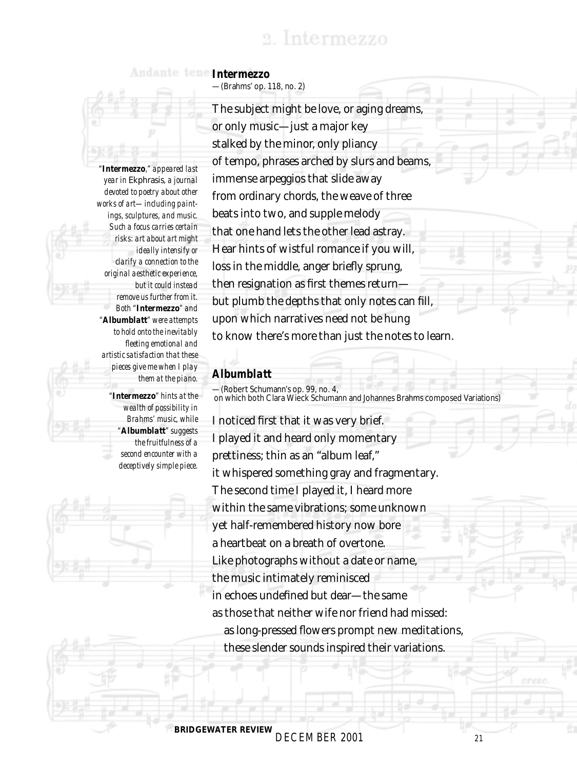### Intermezzo

—(Brahms' op. 118, no. 2)

The subject might be love, or aging dreams,
or only music—just a major key
stalked by the minor, only pliancy
of tempo, phrases arched by slurs and beams,
immense arpeggios that slide away
from ordinary chords, the weave of three
beats into two, and supple melody
that one hand lets the other lead astray.
Hear hints of wistful romance if you will,
loss in the middle, anger briefly sprung,
then resignation as first themes return—
but plumb the depths that only notes can fill,
upon which narratives need not be hung
to know there's more than just the notes to learn.

*"**Intermezzo**," appeared last year in* Ekphrasis, *a journal devoted to poetry about other works of art—including paintings, sculptures, and music. Such a focus carries certain risks: art about art might ideally intensify or clarify a connection to the original aesthetic experience, but it could instead remove us further from it. Both "**Intermezzo**" and "**Albumblatt**" were attempts to hold onto the inevitably fleeting emotional and artistic satisfaction that these pieces give me when I play them at the piano.*

*"**Intermezzo**" hints at the wealth of possibility in Brahms' music, while "**Albumblatt**" suggests the fruitfulness of a second encounter with a deceptively simple piece.*

### Albumblatt

—(Robert Schumann's op. 99, no. 4, on which both Clara Wieck Schumann and Johannes Brahms composed Variations)

I noticed first that it was very brief.
I played it and heard only momentary
prettiness; thin as an "album leaf,"
it whispered something gray and fragmentary.
The second time I played it, I heard more
within the same vibrations; some unknown
yet half-remembered history now bore
a heartbeat on a breath of overtone.
Like photographs without a date or name,
the music intimately reminisced
in echoes undefined but dear—the same
as those that neither wife nor friend had missed:
as long-pressed flowers prompt new meditations,
these slender sounds inspired their variations.